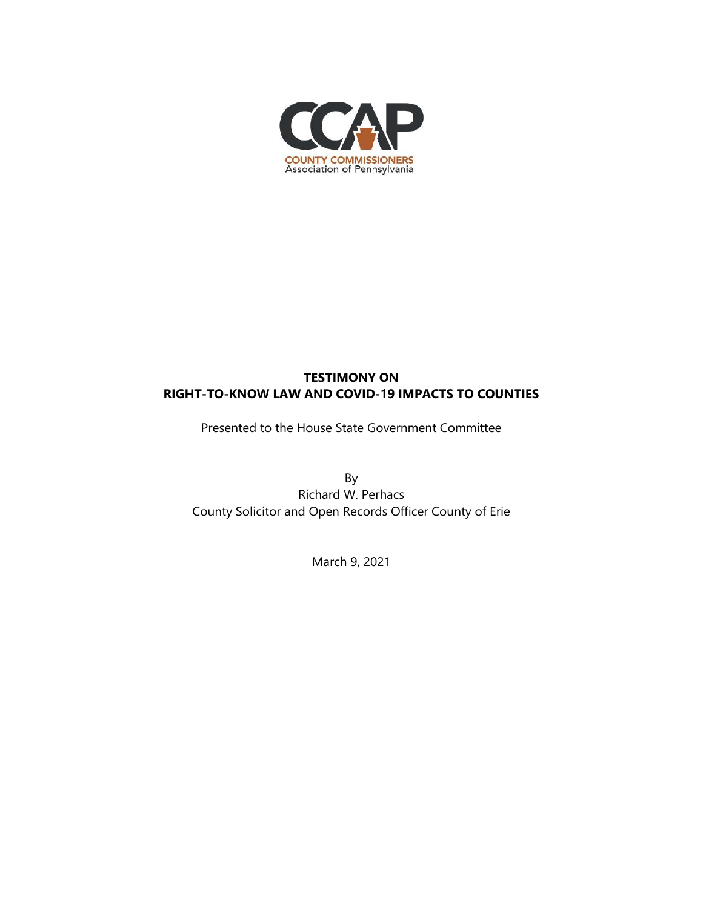CCAP

COUNTY COMMISSIONERS
Association of Pennsylvania

**TESTIMONY ON**
**RIGHT-TO-KNOW LAW AND COVID-19 IMPACTS TO COUNTIES**

Presented to the House State Government Committee

By
Richard W. Perhacs
County Solicitor and Open Records Officer County of Erie

March 9, 2021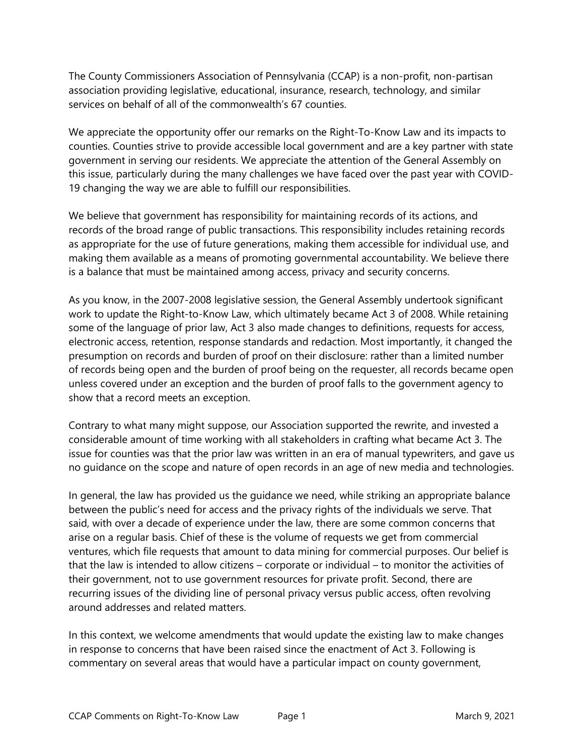The County Commissioners Association of Pennsylvania (CCAP) is a non-profit, non-partisan association providing legislative, educational, insurance, research, technology, and similar services on behalf of all of the commonwealth's 67 counties.

We appreciate the opportunity offer our remarks on the Right-To-Know Law and its impacts to counties. Counties strive to provide accessible local government and are a key partner with state government in serving our residents. We appreciate the attention of the General Assembly on this issue, particularly during the many challenges we have faced over the past year with COVID-19 changing the way we are able to fulfill our responsibilities.

We believe that government has responsibility for maintaining records of its actions, and records of the broad range of public transactions. This responsibility includes retaining records as appropriate for the use of future generations, making them accessible for individual use, and making them available as a means of promoting governmental accountability. We believe there is a balance that must be maintained among access, privacy and security concerns.

As you know, in the 2007-2008 legislative session, the General Assembly undertook significant work to update the Right-to-Know Law, which ultimately became Act 3 of 2008. While retaining some of the language of prior law, Act 3 also made changes to definitions, requests for access, electronic access, retention, response standards and redaction. Most importantly, it changed the presumption on records and burden of proof on their disclosure: rather than a limited number of records being open and the burden of proof being on the requester, all records became open unless covered under an exception and the burden of proof falls to the government agency to show that a record meets an exception.

Contrary to what many might suppose, our Association supported the rewrite, and invested a considerable amount of time working with all stakeholders in crafting what became Act 3. The issue for counties was that the prior law was written in an era of manual typewriters, and gave us no guidance on the scope and nature of open records in an age of new media and technologies.

In general, the law has provided us the guidance we need, while striking an appropriate balance between the public's need for access and the privacy rights of the individuals we serve. That said, with over a decade of experience under the law, there are some common concerns that arise on a regular basis. Chief of these is the volume of requests we get from commercial ventures, which file requests that amount to data mining for commercial purposes. Our belief is that the law is intended to allow citizens – corporate or individual – to monitor the activities of their government, not to use government resources for private profit. Second, there are recurring issues of the dividing line of personal privacy versus public access, often revolving around addresses and related matters.

In this context, we welcome amendments that would update the existing law to make changes in response to concerns that have been raised since the enactment of Act 3. Following is commentary on several areas that would have a particular impact on county government,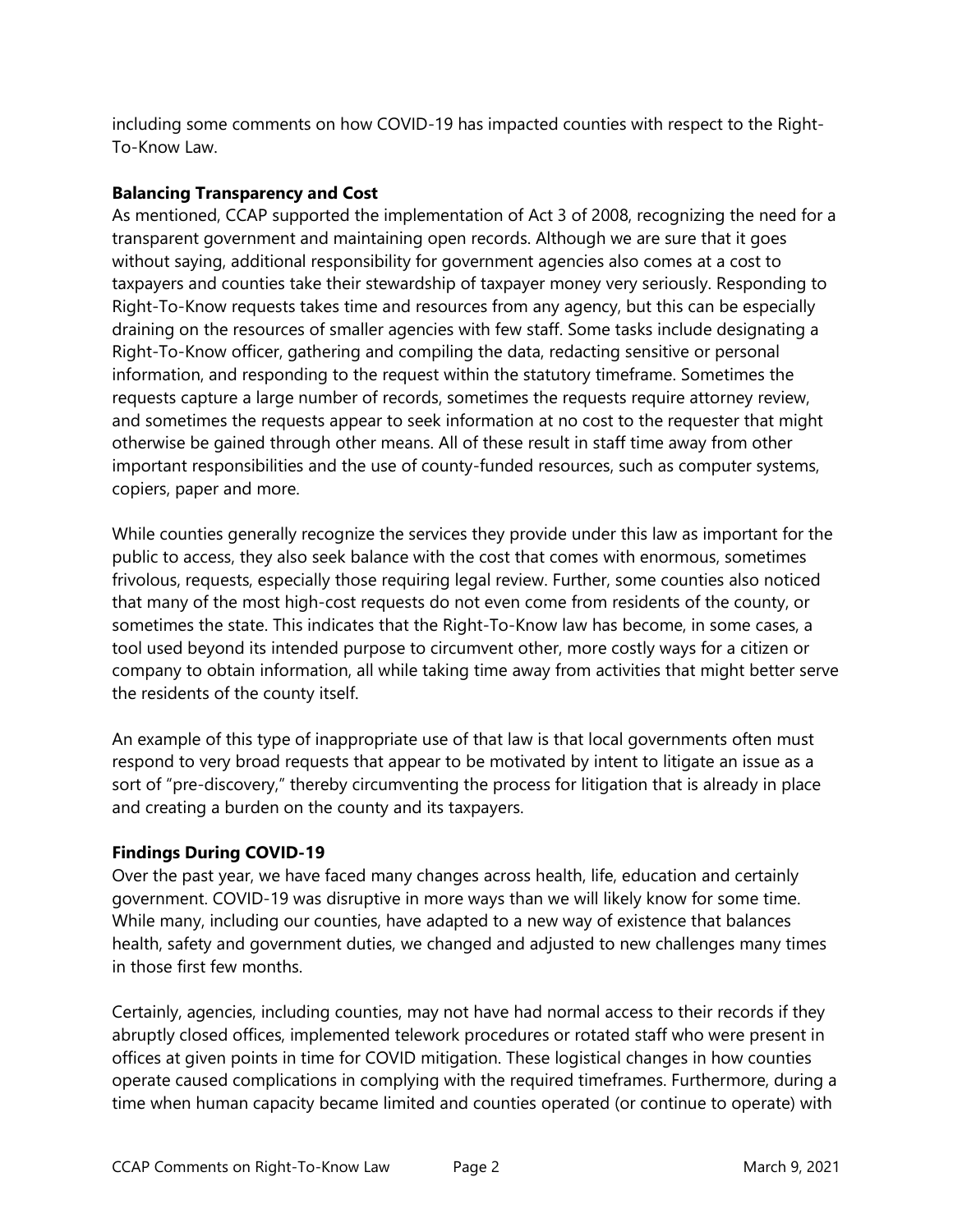including some comments on how COVID-19 has impacted counties with respect to the Right-To-Know Law.

**Balancing Transparency and Cost**

As mentioned, CCAP supported the implementation of Act 3 of 2008, recognizing the need for a transparent government and maintaining open records. Although we are sure that it goes without saying, additional responsibility for government agencies also comes at a cost to taxpayers and counties take their stewardship of taxpayer money very seriously. Responding to Right-To-Know requests takes time and resources from any agency, but this can be especially draining on the resources of smaller agencies with few staff. Some tasks include designating a Right-To-Know officer, gathering and compiling the data, redacting sensitive or personal information, and responding to the request within the statutory timeframe. Sometimes the requests capture a large number of records, sometimes the requests require attorney review, and sometimes the requests appear to seek information at no cost to the requester that might otherwise be gained through other means. All of these result in staff time away from other important responsibilities and the use of county-funded resources, such as computer systems, copiers, paper and more.

While counties generally recognize the services they provide under this law as important for the public to access, they also seek balance with the cost that comes with enormous, sometimes frivolous, requests, especially those requiring legal review. Further, some counties also noticed that many of the most high-cost requests do not even come from residents of the county, or sometimes the state. This indicates that the Right-To-Know law has become, in some cases, a tool used beyond its intended purpose to circumvent other, more costly ways for a citizen or company to obtain information, all while taking time away from activities that might better serve the residents of the county itself.

An example of this type of inappropriate use of that law is that local governments often must respond to very broad requests that appear to be motivated by intent to litigate an issue as a sort of "pre-discovery," thereby circumventing the process for litigation that is already in place and creating a burden on the county and its taxpayers.

**Findings During COVID-19**

Over the past year, we have faced many changes across health, life, education and certainly government. COVID-19 was disruptive in more ways than we will likely know for some time. While many, including our counties, have adapted to a new way of existence that balances health, safety and government duties, we changed and adjusted to new challenges many times in those first few months.

Certainly, agencies, including counties, may not have had normal access to their records if they abruptly closed offices, implemented telework procedures or rotated staff who were present in offices at given points in time for COVID mitigation. These logistical changes in how counties operate caused complications in complying with the required timeframes. Furthermore, during a time when human capacity became limited and counties operated (or continue to operate) with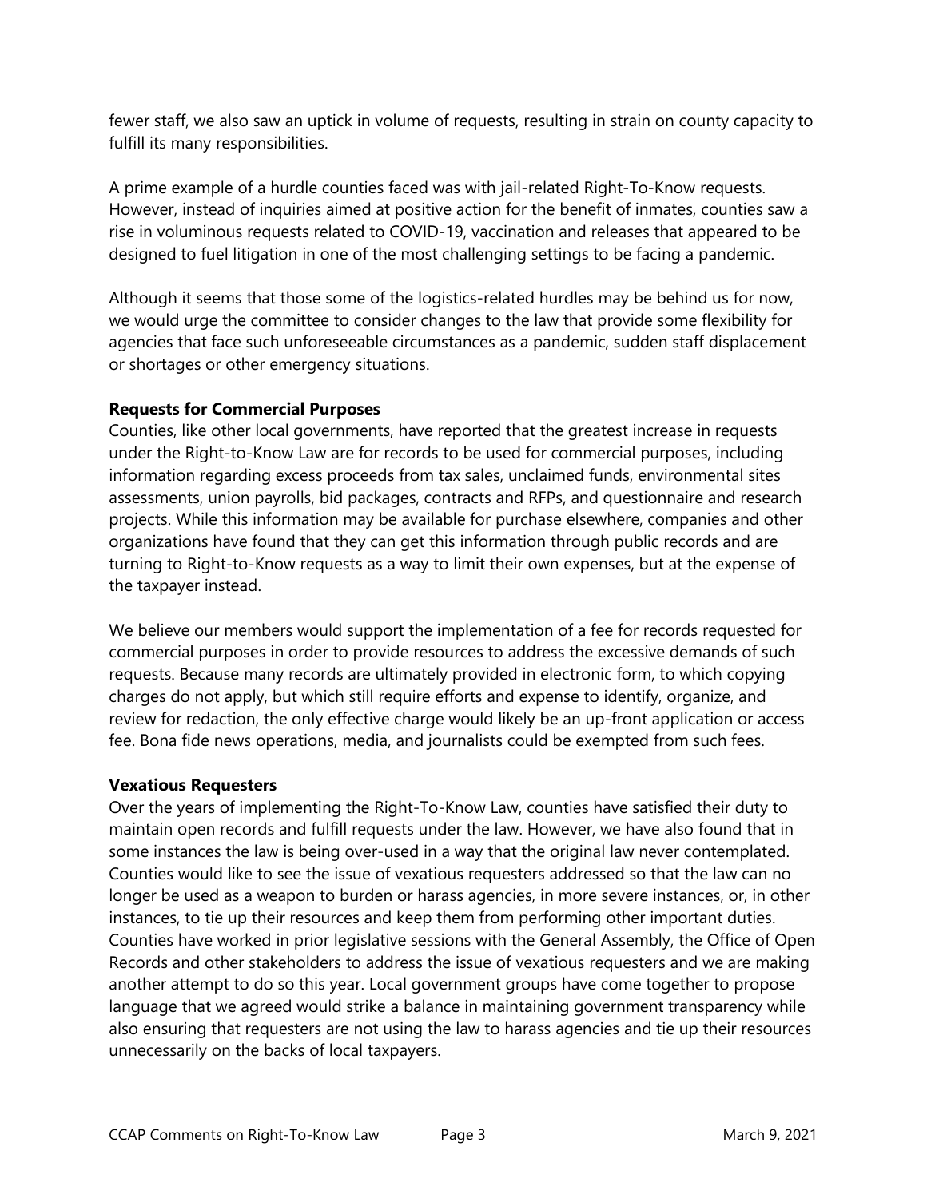fewer staff, we also saw an uptick in volume of requests, resulting in strain on county capacity to fulfill its many responsibilities.

A prime example of a hurdle counties faced was with jail-related Right-To-Know requests. However, instead of inquiries aimed at positive action for the benefit of inmates, counties saw a rise in voluminous requests related to COVID-19, vaccination and releases that appeared to be designed to fuel litigation in one of the most challenging settings to be facing a pandemic.

Although it seems that those some of the logistics-related hurdles may be behind us for now, we would urge the committee to consider changes to the law that provide some flexibility for agencies that face such unforeseeable circumstances as a pandemic, sudden staff displacement or shortages or other emergency situations.

**Requests for Commercial Purposes**

Counties, like other local governments, have reported that the greatest increase in requests under the Right-to-Know Law are for records to be used for commercial purposes, including information regarding excess proceeds from tax sales, unclaimed funds, environmental sites assessments, union payrolls, bid packages, contracts and RFPs, and questionnaire and research projects. While this information may be available for purchase elsewhere, companies and other organizations have found that they can get this information through public records and are turning to Right-to-Know requests as a way to limit their own expenses, but at the expense of the taxpayer instead.

We believe our members would support the implementation of a fee for records requested for commercial purposes in order to provide resources to address the excessive demands of such requests. Because many records are ultimately provided in electronic form, to which copying charges do not apply, but which still require efforts and expense to identify, organize, and review for redaction, the only effective charge would likely be an up-front application or access fee. Bona fide news operations, media, and journalists could be exempted from such fees.

**Vexatious Requesters**

Over the years of implementing the Right-To-Know Law, counties have satisfied their duty to maintain open records and fulfill requests under the law. However, we have also found that in some instances the law is being over-used in a way that the original law never contemplated. Counties would like to see the issue of vexatious requesters addressed so that the law can no longer be used as a weapon to burden or harass agencies, in more severe instances, or, in other instances, to tie up their resources and keep them from performing other important duties. Counties have worked in prior legislative sessions with the General Assembly, the Office of Open Records and other stakeholders to address the issue of vexatious requesters and we are making another attempt to do so this year. Local government groups have come together to propose language that we agreed would strike a balance in maintaining government transparency while also ensuring that requesters are not using the law to harass agencies and tie up their resources unnecessarily on the backs of local taxpayers.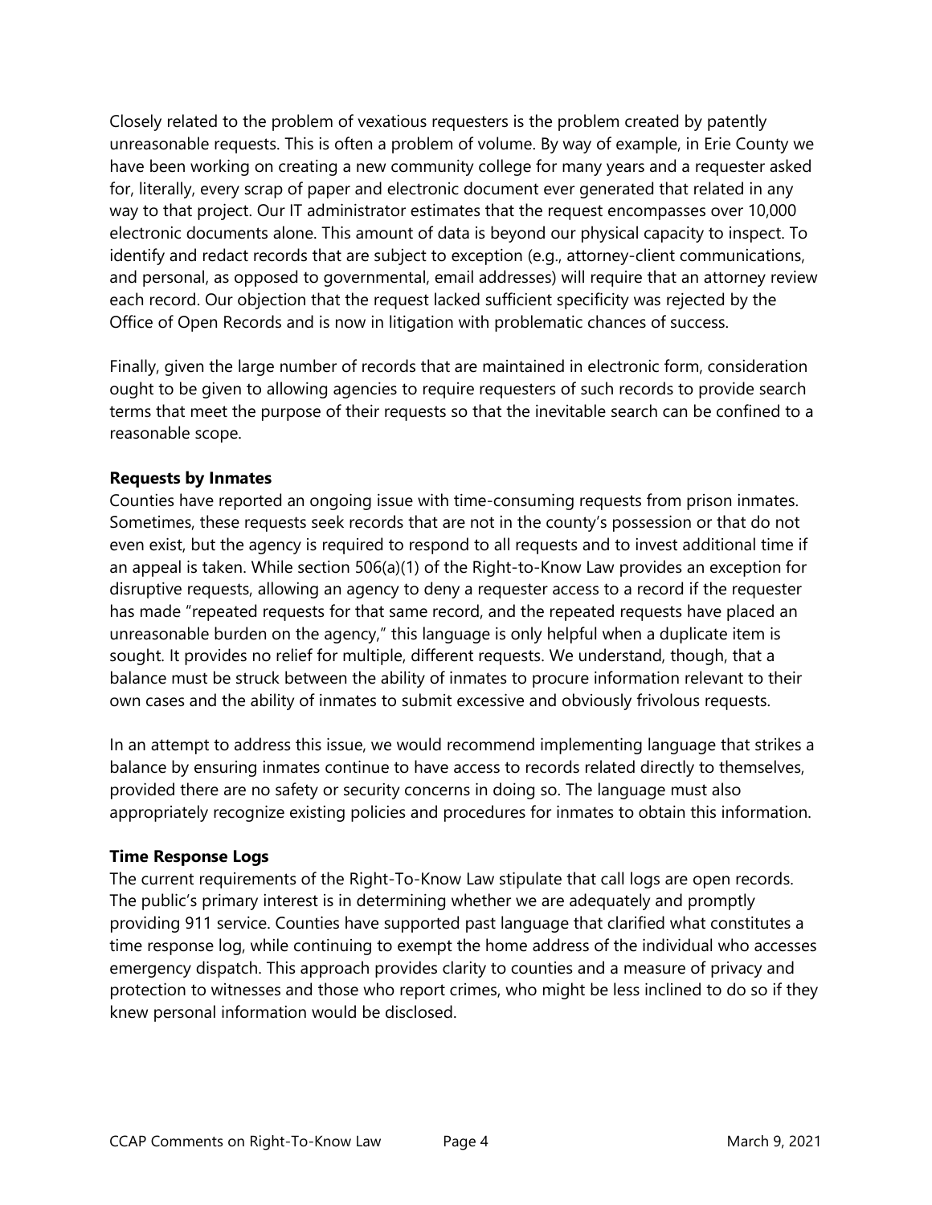Closely related to the problem of vexatious requesters is the problem created by patently unreasonable requests. This is often a problem of volume. By way of example, in Erie County we have been working on creating a new community college for many years and a requester asked for, literally, every scrap of paper and electronic document ever generated that related in any way to that project. Our IT administrator estimates that the request encompasses over 10,000 electronic documents alone. This amount of data is beyond our physical capacity to inspect. To identify and redact records that are subject to exception (e.g., attorney-client communications, and personal, as opposed to governmental, email addresses) will require that an attorney review each record. Our objection that the request lacked sufficient specificity was rejected by the Office of Open Records and is now in litigation with problematic chances of success.

Finally, given the large number of records that are maintained in electronic form, consideration ought to be given to allowing agencies to require requesters of such records to provide search terms that meet the purpose of their requests so that the inevitable search can be confined to a reasonable scope.

**Requests by Inmates**

Counties have reported an ongoing issue with time-consuming requests from prison inmates. Sometimes, these requests seek records that are not in the county's possession or that do not even exist, but the agency is required to respond to all requests and to invest additional time if an appeal is taken. While section 506(a)(1) of the Right-to-Know Law provides an exception for disruptive requests, allowing an agency to deny a requester access to a record if the requester has made "repeated requests for that same record, and the repeated requests have placed an unreasonable burden on the agency," this language is only helpful when a duplicate item is sought. It provides no relief for multiple, different requests. We understand, though, that a balance must be struck between the ability of inmates to procure information relevant to their own cases and the ability of inmates to submit excessive and obviously frivolous requests.

In an attempt to address this issue, we would recommend implementing language that strikes a balance by ensuring inmates continue to have access to records related directly to themselves, provided there are no safety or security concerns in doing so. The language must also appropriately recognize existing policies and procedures for inmates to obtain this information.

**Time Response Logs**

The current requirements of the Right-To-Know Law stipulate that call logs are open records. The public's primary interest is in determining whether we are adequately and promptly providing 911 service. Counties have supported past language that clarified what constitutes a time response log, while continuing to exempt the home address of the individual who accesses emergency dispatch. This approach provides clarity to counties and a measure of privacy and protection to witnesses and those who report crimes, who might be less inclined to do so if they knew personal information would be disclosed.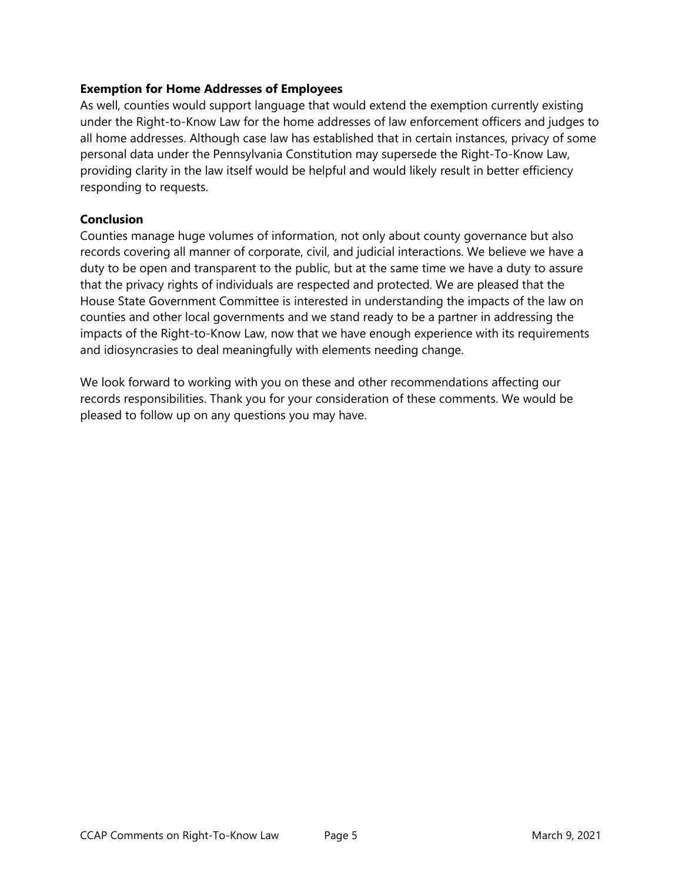**Exemption for Home Addresses of Employees**

As well, counties would support language that would extend the exemption currently existing under the Right-to-Know Law for the home addresses of law enforcement officers and judges to all home addresses. Although case law has established that in certain instances, privacy of some personal data under the Pennsylvania Constitution may supersede the Right-To-Know Law, providing clarity in the law itself would be helpful and would likely result in better efficiency responding to requests.

**Conclusion**

Counties manage huge volumes of information, not only about county governance but also records covering all manner of corporate, civil, and judicial interactions. We believe we have a duty to be open and transparent to the public, but at the same time we have a duty to assure that the privacy rights of individuals are respected and protected. We are pleased that the House State Government Committee is interested in understanding the impacts of the law on counties and other local governments and we stand ready to be a partner in addressing the impacts of the Right-to-Know Law, now that we have enough experience with its requirements and idiosyncrasies to deal meaningfully with elements needing change.

We look forward to working with you on these and other recommendations affecting our records responsibilities. Thank you for your consideration of these comments. We would be pleased to follow up on any questions you may have.